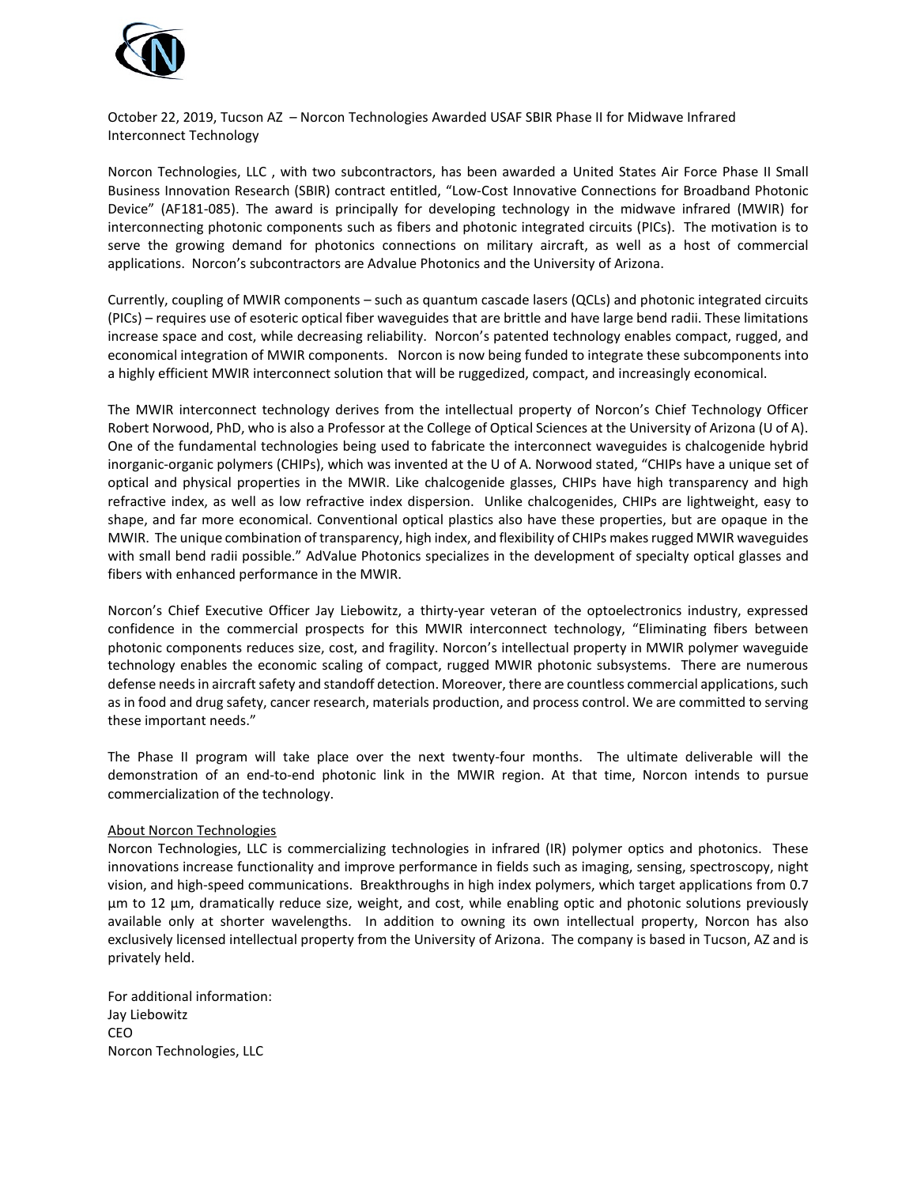October 22, 2019, Tucson AZ – Norcon Technologies Awarded USAF SBIR Phase II for Midwave Infrared Interconnect Technology

Norcon Technologies, LLC , with two subcontractors, has been awarded a United States Air Force Phase II Small Business Innovation Research (SBIR) contract entitled, "Low-Cost Innovative Connections for Broadband Photonic Device" (AF181-085). The award is principally for developing technology in the midwave infrared (MWIR) for interconnecting photonic components such as fibers and photonic integrated circuits (PICs). The motivation is to serve the growing demand for photonics connections on military aircraft, as well as a host of commercial applications. Norcon's subcontractors are Advalue Photonics and the University of Arizona.

Currently, coupling of MWIR components – such as quantum cascade lasers (QCLs) and photonic integrated circuits (PICs) – requires use of esoteric optical fiber waveguides that are brittle and have large bend radii. These limitations increase space and cost, while decreasing reliability. Norcon's patented technology enables compact, rugged, and economical integration of MWIR components. Norcon is now being funded to integrate these subcomponents into a highly efficient MWIR interconnect solution that will be ruggedized, compact, and increasingly economical.

The MWIR interconnect technology derives from the intellectual property of Norcon's Chief Technology Officer Robert Norwood, PhD, who is also a Professor at the College of Optical Sciences at the University of Arizona (U of A). One of the fundamental technologies being used to fabricate the interconnect waveguides is chalcogenide hybrid inorganic-organic polymers (CHIPs), which was invented at the U of A. Norwood stated, "CHIPs have a unique set of optical and physical properties in the MWIR. Like chalcogenide glasses, CHIPs have high transparency and high refractive index, as well as low refractive index dispersion. Unlike chalcogenides, CHIPs are lightweight, easy to shape, and far more economical. Conventional optical plastics also have these properties, but are opaque in the MWIR. The unique combination of transparency, high index, and flexibility of CHIPs makes rugged MWIR waveguides with small bend radii possible." AdValue Photonics specializes in the development of specialty optical glasses and fibers with enhanced performance in the MWIR.

Norcon's Chief Executive Officer Jay Liebowitz, a thirty-year veteran of the optoelectronics industry, expressed confidence in the commercial prospects for this MWIR interconnect technology, "Eliminating fibers between photonic components reduces size, cost, and fragility. Norcon's intellectual property in MWIR polymer waveguide technology enables the economic scaling of compact, rugged MWIR photonic subsystems. There are numerous defense needs in aircraft safety and standoff detection. Moreover, there are countless commercial applications, such as in food and drug safety, cancer research, materials production, and process control. We are committed to serving these important needs."

The Phase II program will take place over the next twenty-four months. The ultimate deliverable will the demonstration of an end-to-end photonic link in the MWIR region. At that time, Norcon intends to pursue commercialization of the technology.

## About Norcon Technologies

Norcon Technologies, LLC is commercializing technologies in infrared (IR) polymer optics and photonics. These innovations increase functionality and improve performance in fields such as imaging, sensing, spectroscopy, night vision, and high-speed communications. Breakthroughs in high index polymers, which target applications from 0.7 µm to 12 µm, dramatically reduce size, weight, and cost, while enabling optic and photonic solutions previously available only at shorter wavelengths. In addition to owning its own intellectual property, Norcon has also exclusively licensed intellectual property from the University of Arizona. The company is based in Tucson, AZ and is privately held.

For additional information:
Jay Liebowitz
CEO
Norcon Technologies, LLC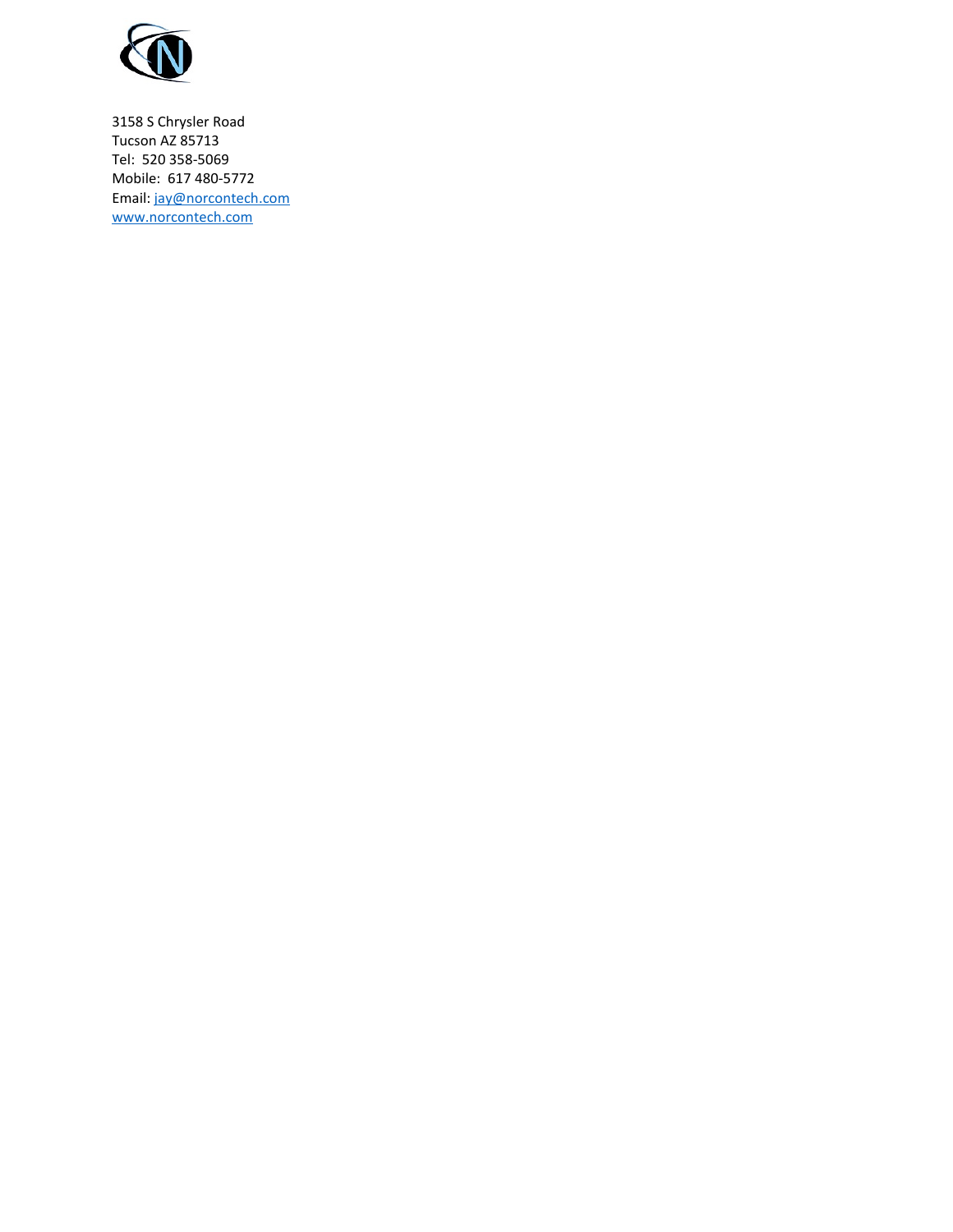3158 S Chrysler Road
Tucson AZ 85713
Tel: 520 358-5069
Mobile: 617 480-5772
Email: jay@norcontech.com
www.norcontech.com